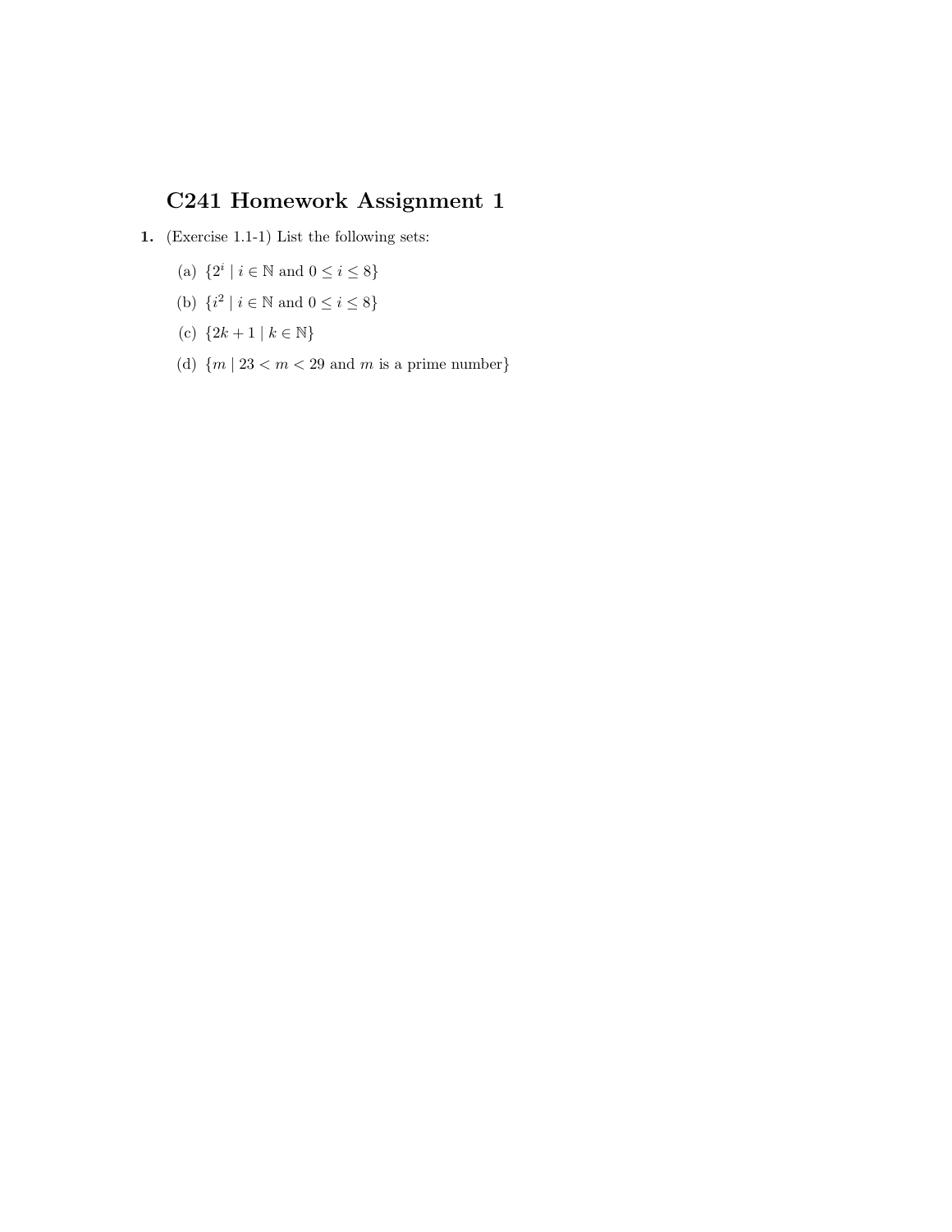# C241 Homework Assignment 1

**1.** (Exercise 1.1-1) List the following sets:

(a) $\{2^i \mid i \in \mathbb{N} \text{ and } 0 \leq i \leq 8\}$

(b) $\{i^2 \mid i \in \mathbb{N} \text{ and } 0 \leq i \leq 8\}$

(c) $\{2k + 1 \mid k \in \mathbb{N}\}$

(d) $\{m \mid 23 < m < 29 \text{ and } m \text{ is a prime number}\}$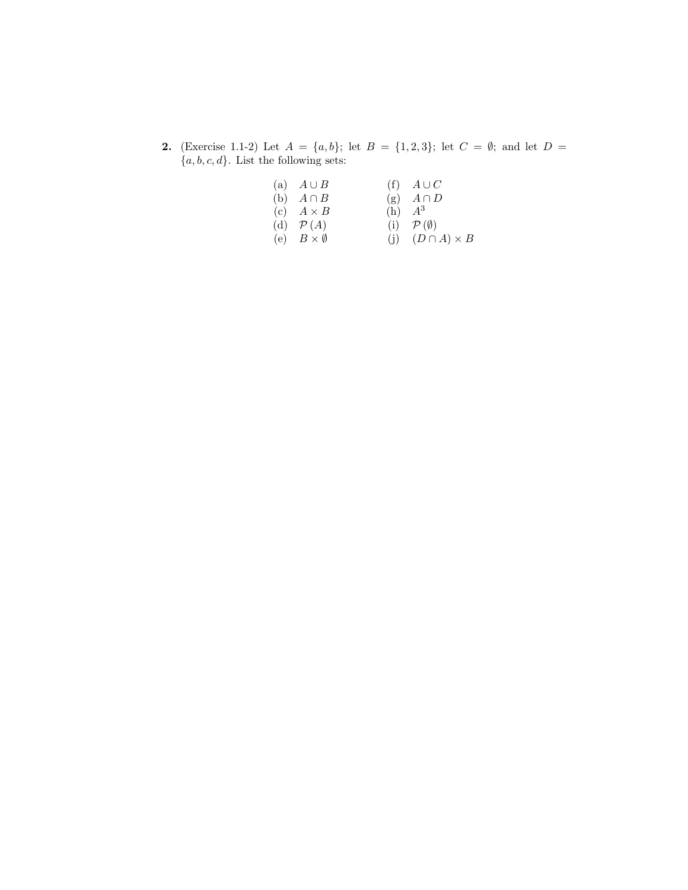**2.** (Exercise 1.1-2) Let $A = \{a, b\}$; let $B = \{1, 2, 3\}$; let $C = \emptyset$; and let $D = \{a, b, c, d\}$. List the following sets:

| | | | |
|---|---|---|---|
| (a) | $A \cup B$ | (f) | $A \cup C$ |
| (b) | $A \cap B$ | (g) | $A \cap D$ |
| (c) | $A \times B$ | (h) | $A^3$ |
| (d) | $\mathcal{P}(A)$ | (i) | $\mathcal{P}(\emptyset)$ |
| (e) | $B \times \emptyset$ | (j) | $(D \cap A) \times B$ |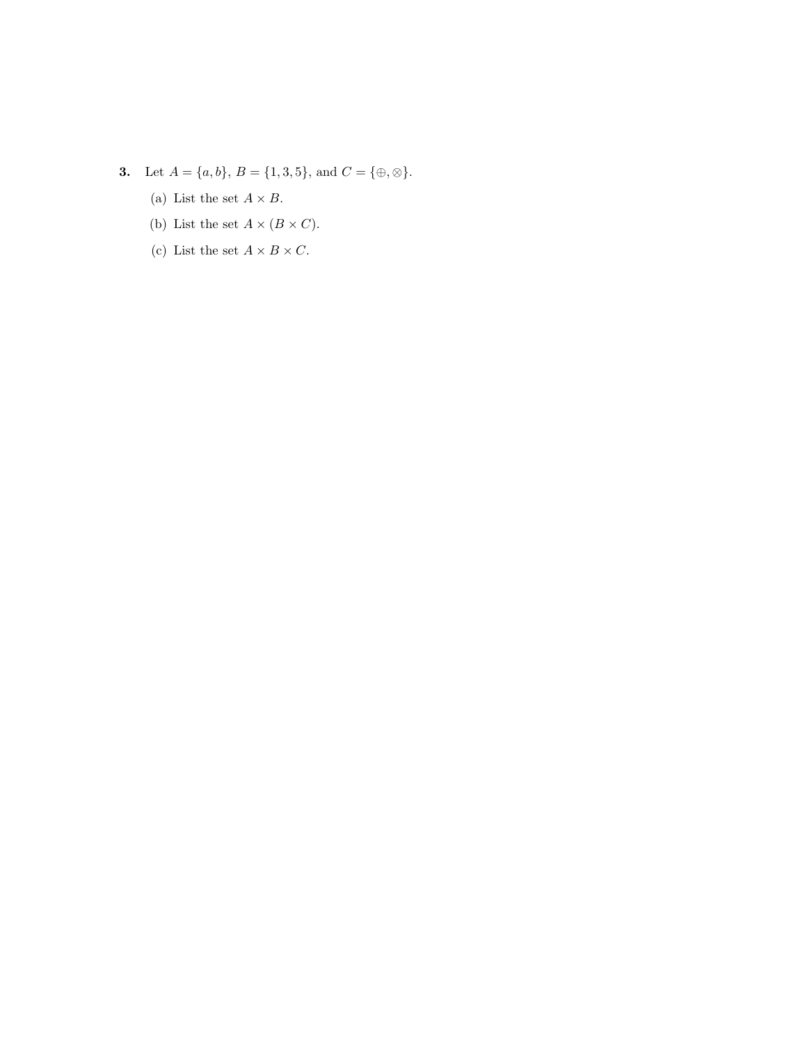**3.** Let $A = \{a, b\}$, $B = \{1, 3, 5\}$, and $C = \{\oplus, \otimes\}$.

(a) List the set $A \times B$.

(b) List the set $A \times (B \times C)$.

(c) List the set $A \times B \times C$.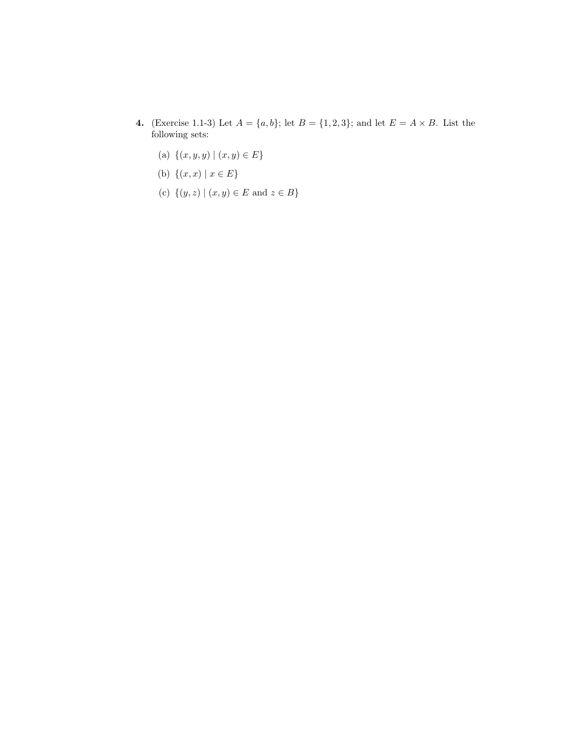**4.** (Exercise 1.1-3) Let $A = \{a, b\}$; let $B = \{1, 2, 3\}$; and let $E = A \times B$. List the following sets:

(a) $\{(x, y, y) \mid (x, y) \in E\}$

(b) $\{(x, x) \mid x \in E\}$

(c) $\{(y, z) \mid (x, y) \in E \text{ and } z \in B\}$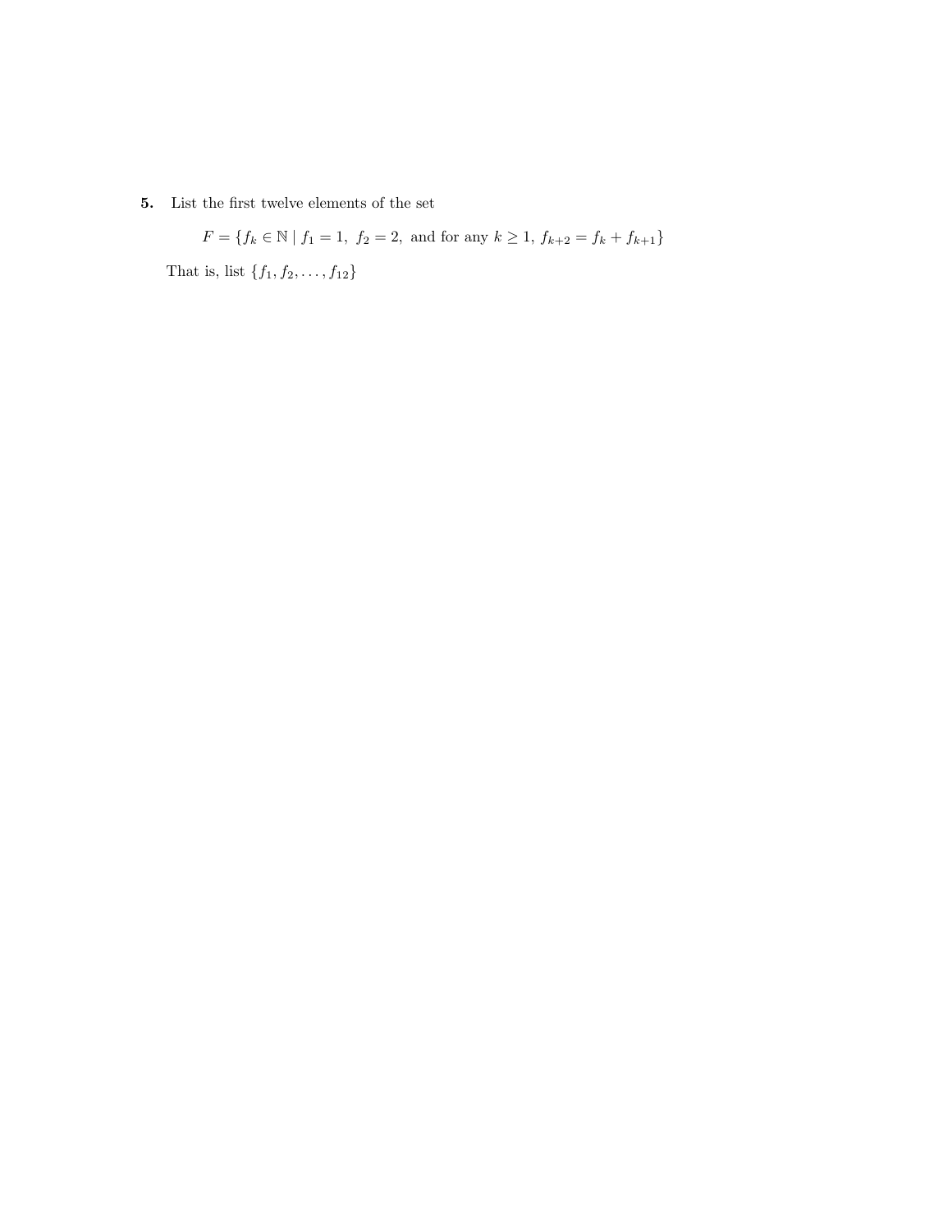**5.** List the first twelve elements of the set

$$F = \{f_k \in \mathbb{N} \mid f_1 = 1,\ f_2 = 2,\ \text{and for any } k \geq 1,\ f_{k+2} = f_k + f_{k+1}\}$$

That is, list $\{f_1, f_2, \ldots, f_{12}\}$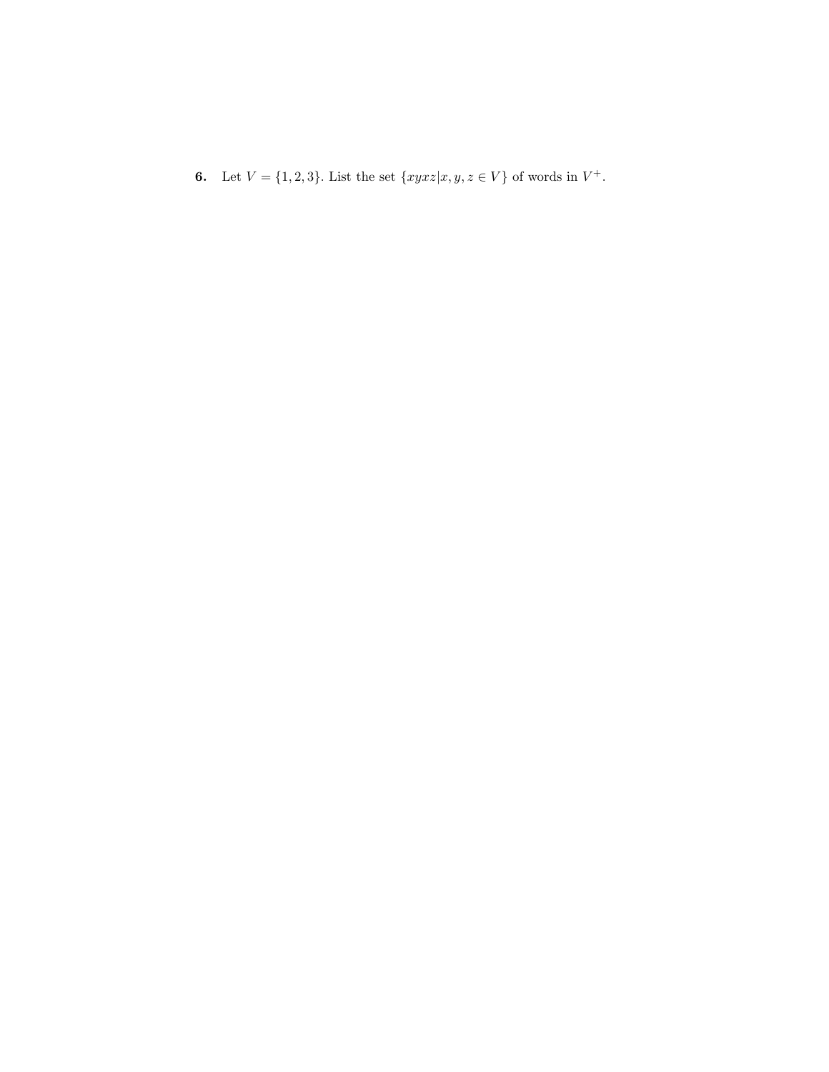**6.** Let $V = \{1, 2, 3\}$. List the set $\{xyxz | x, y, z \in V\}$ of words in $V^+$.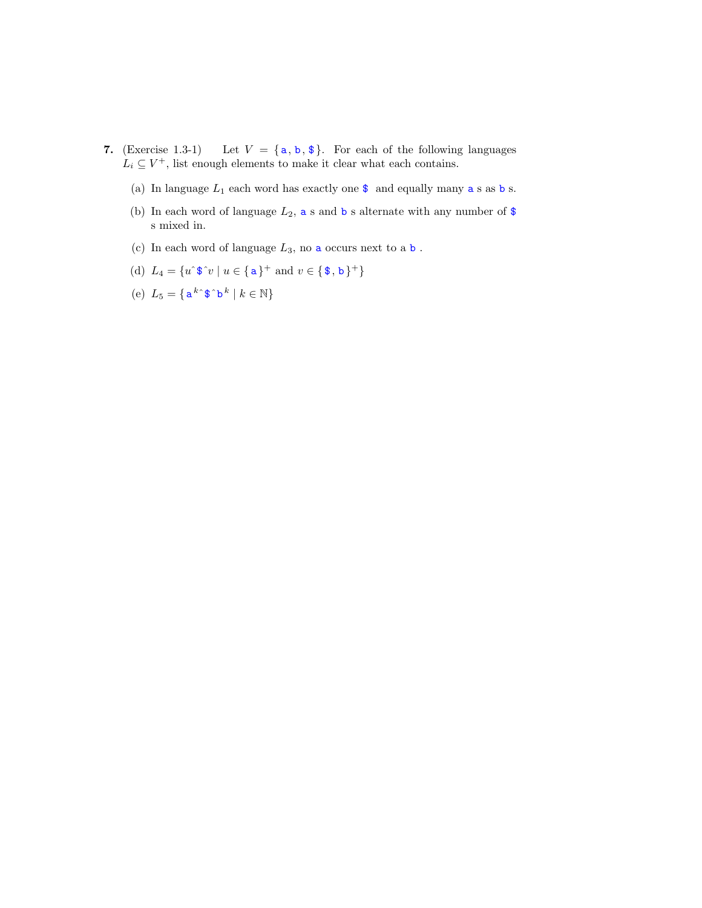**7.** (Exercise 1.3-1) Let $V = \{\texttt{a}, \texttt{b}, \texttt{\$}\}$. For each of the following languages $L_i \subseteq V^+$, list enough elements to make it clear what each contains.

(a) In language $L_1$ each word has exactly one `$` and equally many `a` s as `b` s.

(b) In each word of language $L_2$, `a` s and `b` s alternate with any number of `$` s mixed in.

(c) In each word of language $L_3$, no `a` occurs next to a `b` .

(d) $L_4 = \{u\hat{}\texttt{\$}\hat{}v \mid u \in \{\texttt{a}\}^+ \text{ and } v \in \{\texttt{\$}, \texttt{b}\}^+\}$

(e) $L_5 = \{\texttt{a}^k\hat{}\texttt{\$}\hat{}\texttt{b}^k \mid k \in \mathbb{N}\}$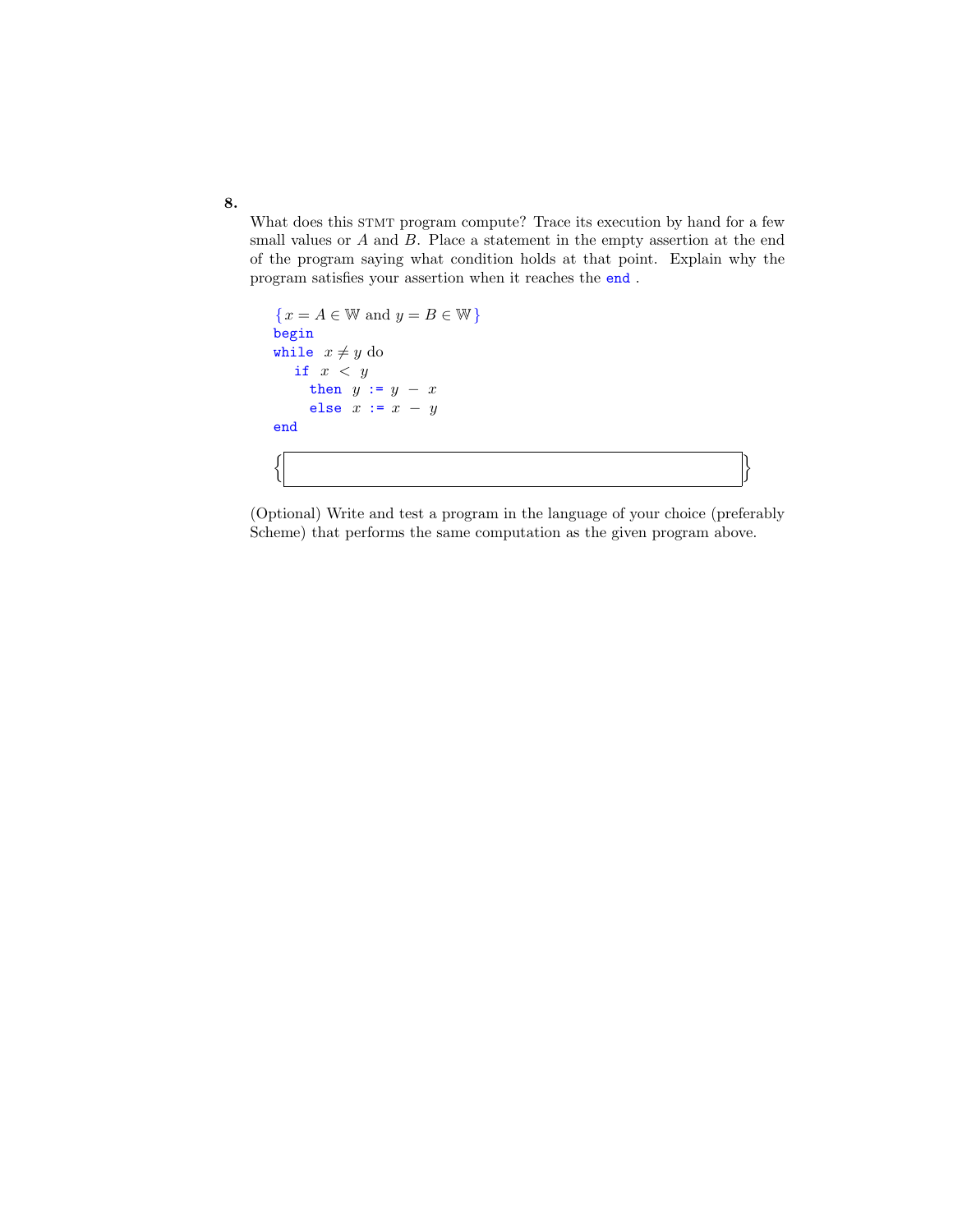**8.**

What does this STMT program compute? Trace its execution by hand for a few small values or $A$ and $B$. Place a statement in the empty assertion at the end of the program saying what condition holds at that point. Explain why the program satisfies your assertion when it reaches the `end` .

```
{x = A ∈ 𝕎 and y = B ∈ 𝕎}
begin
while  x ≠ y do
   if  x  <  y
     then  y := y − x
     else  x := x − y
end
```

$\{$ $\boxed{\phantom{xxxxxxxxxxxxxxxxxxxxxxxxxxxxxxxxxxxxxxxx}}$ $\}$

(Optional) Write and test a program in the language of your choice (preferably Scheme) that performs the same computation as the given program above.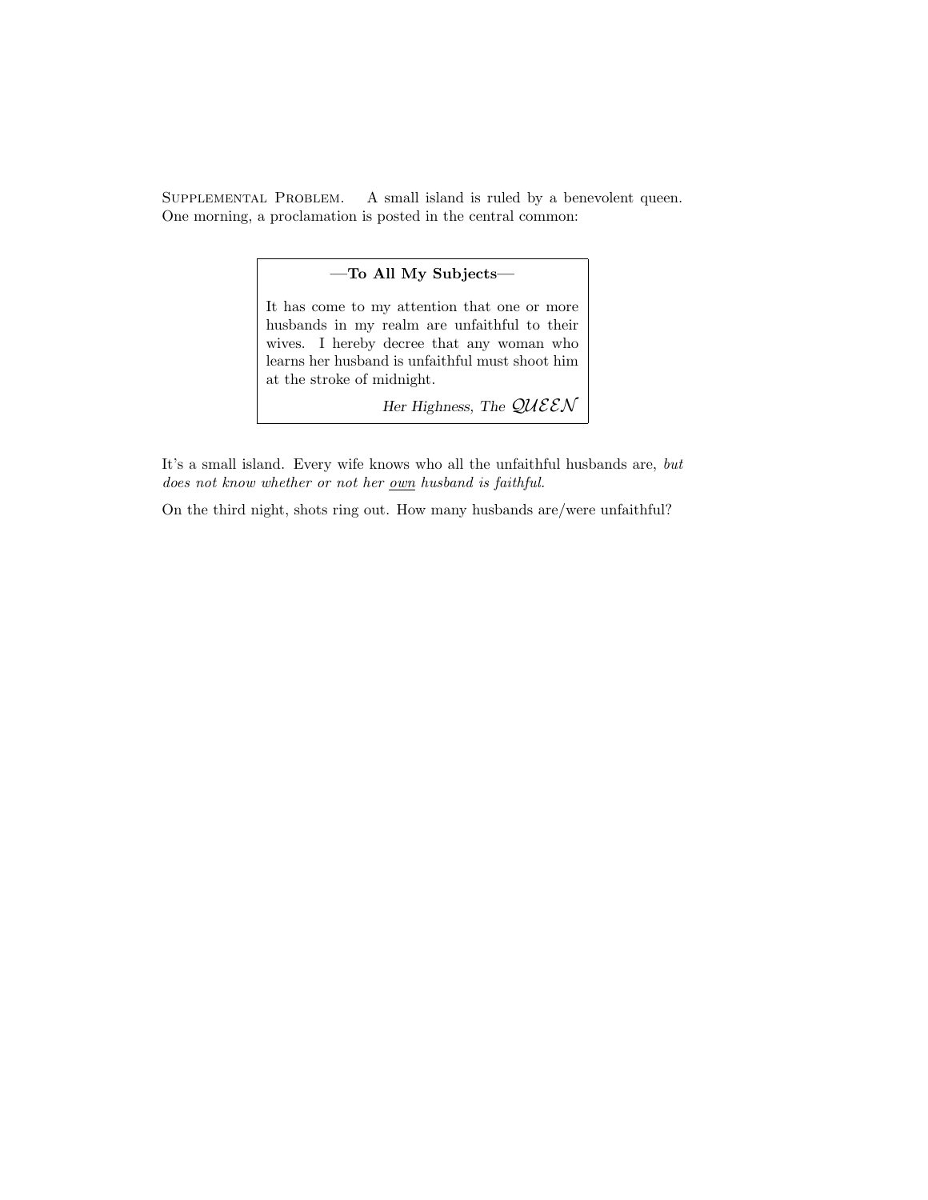Supplemental Problem. A small island is ruled by a benevolent queen. One morning, a proclamation is posted in the central common:

> **—To All My Subjects—**
>
> It has come to my attention that one or more husbands in my realm are unfaithful to their wives. I hereby decree that any woman who learns her husband is unfaithful must shoot him at the stroke of midnight.
>
> *Her Highness, The QUEEN*

It's a small island. Every wife knows who all the unfaithful husbands are, *but does not know whether or not her own husband is faithful.*

On the third night, shots ring out. How many husbands are/were unfaithful?